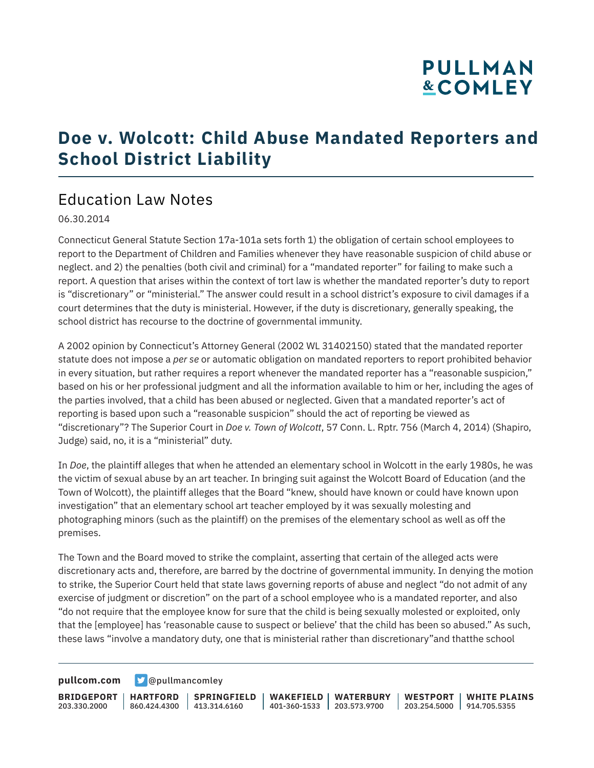# Doe v. Wolcott: Child Abuse Mandated Reporters and School District Liability

## Education Law Notes

06.30.2014

Connecticut General Statute Section 17a-101a sets forth 1) the obligation of certain school employees to report to the Department of Children and Families whenever they have reasonable suspicion of child abuse or neglect. and 2) the penalties (both civil and criminal) for a "mandated reporter" for failing to make such a report. A question that arises within the context of tort law is whether the mandated reporter's duty to report is "discretionary" or "ministerial." The answer could result in a school district's exposure to civil damages if a court determines that the duty is ministerial. However, if the duty is discretionary, generally speaking, the school district has recourse to the doctrine of governmental immunity.

A 2002 opinion by Connecticut's Attorney General (2002 WL 31402150) stated that the mandated reporter statute does not impose a *per se* or automatic obligation on mandated reporters to report prohibited behavior in every situation, but rather requires a report whenever the mandated reporter has a "reasonable suspicion," based on his or her professional judgment and all the information available to him or her, including the ages of the parties involved, that a child has been abused or neglected. Given that a mandated reporter's act of reporting is based upon such a "reasonable suspicion" should the act of reporting be viewed as "discretionary"? The Superior Court in *Doe v. Town of Wolcott*, 57 Conn. L. Rptr. 756 (March 4, 2014) (Shapiro, Judge) said, no, it is a "ministerial" duty.

In *Doe*, the plaintiff alleges that when he attended an elementary school in Wolcott in the early 1980s, he was the victim of sexual abuse by an art teacher. In bringing suit against the Wolcott Board of Education (and the Town of Wolcott), the plaintiff alleges that the Board "knew, should have known or could have known upon investigation" that an elementary school art teacher employed by it was sexually molesting and photographing minors (such as the plaintiff) on the premises of the elementary school as well as off the premises.

The Town and the Board moved to strike the complaint, asserting that certain of the alleged acts were discretionary acts and, therefore, are barred by the doctrine of governmental immunity. In denying the motion to strike, the Superior Court held that state laws governing reports of abuse and neglect "do not admit of any exercise of judgment or discretion" on the part of a school employee who is a mandated reporter, and also "do not require that the employee know for sure that the child is being sexually molested or exploited, only that the [employee] has 'reasonable cause to suspect or believe' that the child has been so abused." As such, these laws "involve a mandatory duty, one that is ministerial rather than discretionary"and thatthe school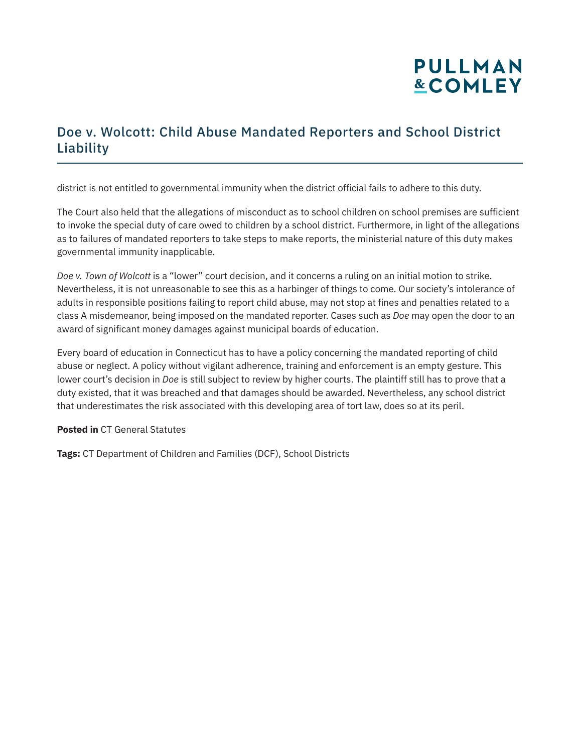district is not entitled to governmental immunity when the district official fails to adhere to this duty.

The Court also held that the allegations of misconduct as to school children on school premises are sufficient to invoke the special duty of care owed to children by a school district. Furthermore, in light of the allegations as to failures of mandated reporters to take steps to make reports, the ministerial nature of this duty makes governmental immunity inapplicable.

*Doe v. Town of Wolcott* is a "lower" court decision, and it concerns a ruling on an initial motion to strike. Nevertheless, it is not unreasonable to see this as a harbinger of things to come. Our society's intolerance of adults in responsible positions failing to report child abuse, may not stop at fines and penalties related to a class A misdemeanor, being imposed on the mandated reporter. Cases such as *Doe* may open the door to an award of significant money damages against municipal boards of education.

Every board of education in Connecticut has to have a policy concerning the mandated reporting of child abuse or neglect. A policy without vigilant adherence, training and enforcement is an empty gesture. This lower court's decision in *Doe* is still subject to review by higher courts. The plaintiff still has to prove that a duty existed, that it was breached and that damages should be awarded. Nevertheless, any school district that underestimates the risk associated with this developing area of tort law, does so at its peril.

**Posted in** CT General Statutes

**Tags:** CT Department of Children and Families (DCF), School Districts